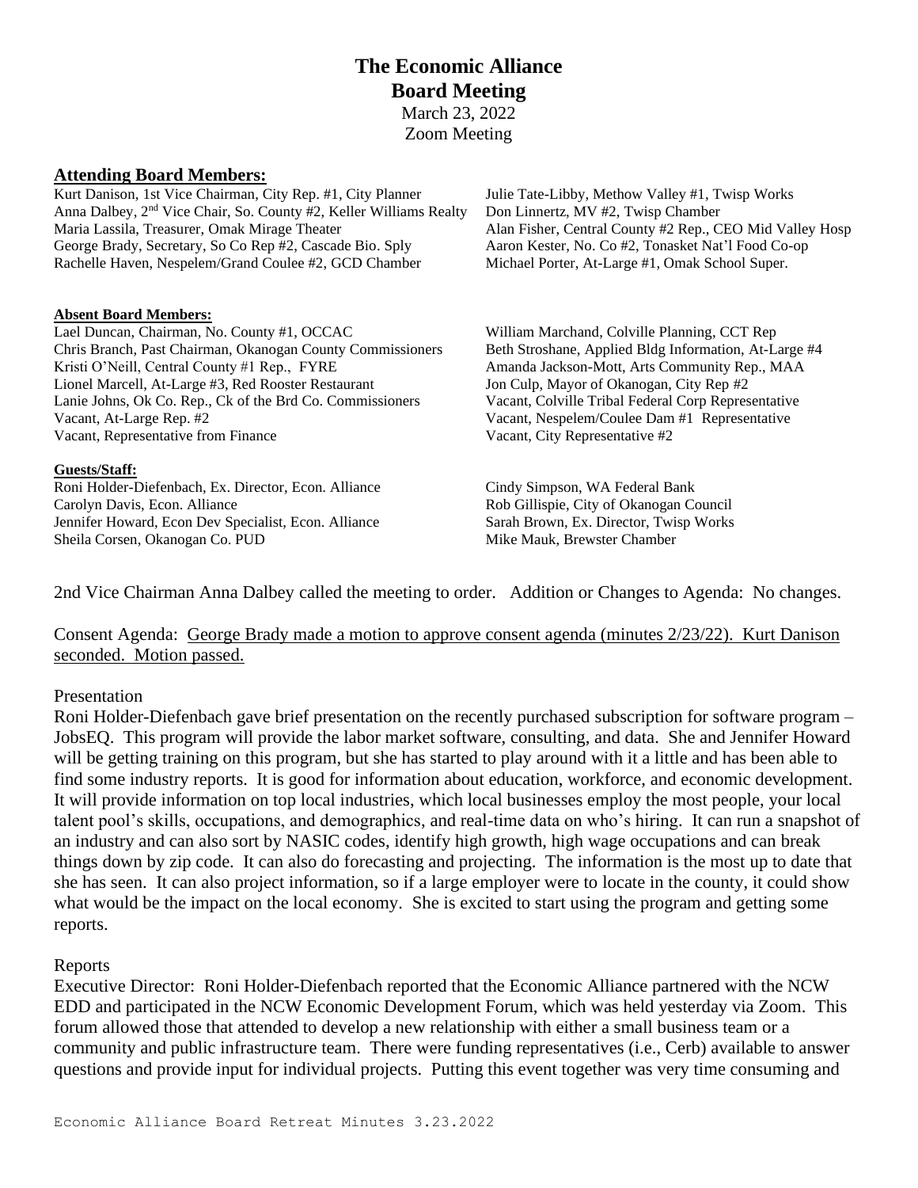# The Economic Alliance
## Board Meeting

March 23, 2022
Zoom Meeting

### Attending Board Members:

Kurt Danison, 1st Vice Chairman, City Rep. #1, City Planner
Anna Dalbey, 2nd Vice Chair, So. County #2, Keller Williams Realty
Maria Lassila, Treasurer, Omak Mirage Theater
George Brady, Secretary, So Co Rep #2, Cascade Bio. Sply
Rachelle Haven, Nespelem/Grand Coulee #2, GCD Chamber
Julie Tate-Libby, Methow Valley #1, Twisp Works
Don Linnertz, MV #2, Twisp Chamber
Alan Fisher, Central County #2 Rep., CEO Mid Valley Hosp
Aaron Kester, No. Co #2, Tonasket Nat'l Food Co-op
Michael Porter, At-Large #1, Omak School Super.

**Absent Board Members:**

Lael Duncan, Chairman, No. County #1, OCCAC
Chris Branch, Past Chairman, Okanogan County Commissioners
Kristi O'Neill, Central County #1 Rep., FYRE
Lionel Marcell, At-Large #3, Red Rooster Restaurant
Lanie Johns, Ok Co. Rep., Ck of the Brd Co. Commissioners
Vacant, At-Large Rep. #2
Vacant, Representative from Finance
William Marchand, Colville Planning, CCT Rep
Beth Stroshane, Applied Bldg Information, At-Large #4
Amanda Jackson-Mott, Arts Community Rep., MAA
Jon Culp, Mayor of Okanogan, City Rep #2
Vacant, Colville Tribal Federal Corp Representative
Vacant, Nespelem/Coulee Dam #1 Representative
Vacant, City Representative #2

**Guests/Staff:**

Roni Holder-Diefenbach, Ex. Director, Econ. Alliance
Carolyn Davis, Econ. Alliance
Jennifer Howard, Econ Dev Specialist, Econ. Alliance
Sheila Corsen, Okanogan Co. PUD
Cindy Simpson, WA Federal Bank
Rob Gillispie, City of Okanogan Council
Sarah Brown, Ex. Director, Twisp Works
Mike Mauk, Brewster Chamber

2nd Vice Chairman Anna Dalbey called the meeting to order. Addition or Changes to Agenda: No changes.

Consent Agenda: George Brady made a motion to approve consent agenda (minutes 2/23/22). Kurt Danison seconded. Motion passed.

Presentation

Roni Holder-Diefenbach gave brief presentation on the recently purchased subscription for software program – JobsEQ. This program will provide the labor market software, consulting, and data. She and Jennifer Howard will be getting training on this program, but she has started to play around with it a little and has been able to find some industry reports. It is good for information about education, workforce, and economic development. It will provide information on top local industries, which local businesses employ the most people, your local talent pool's skills, occupations, and demographics, and real-time data on who's hiring. It can run a snapshot of an industry and can also sort by NASIC codes, identify high growth, high wage occupations and can break things down by zip code. It can also do forecasting and projecting. The information is the most up to date that she has seen. It can also project information, so if a large employer were to locate in the county, it could show what would be the impact on the local economy. She is excited to start using the program and getting some reports.

Reports

Executive Director: Roni Holder-Diefenbach reported that the Economic Alliance partnered with the NCW EDD and participated in the NCW Economic Development Forum, which was held yesterday via Zoom. This forum allowed those that attended to develop a new relationship with either a small business team or a community and public infrastructure team. There were funding representatives (i.e., Cerb) available to answer questions and provide input for individual projects. Putting this event together was very time consuming and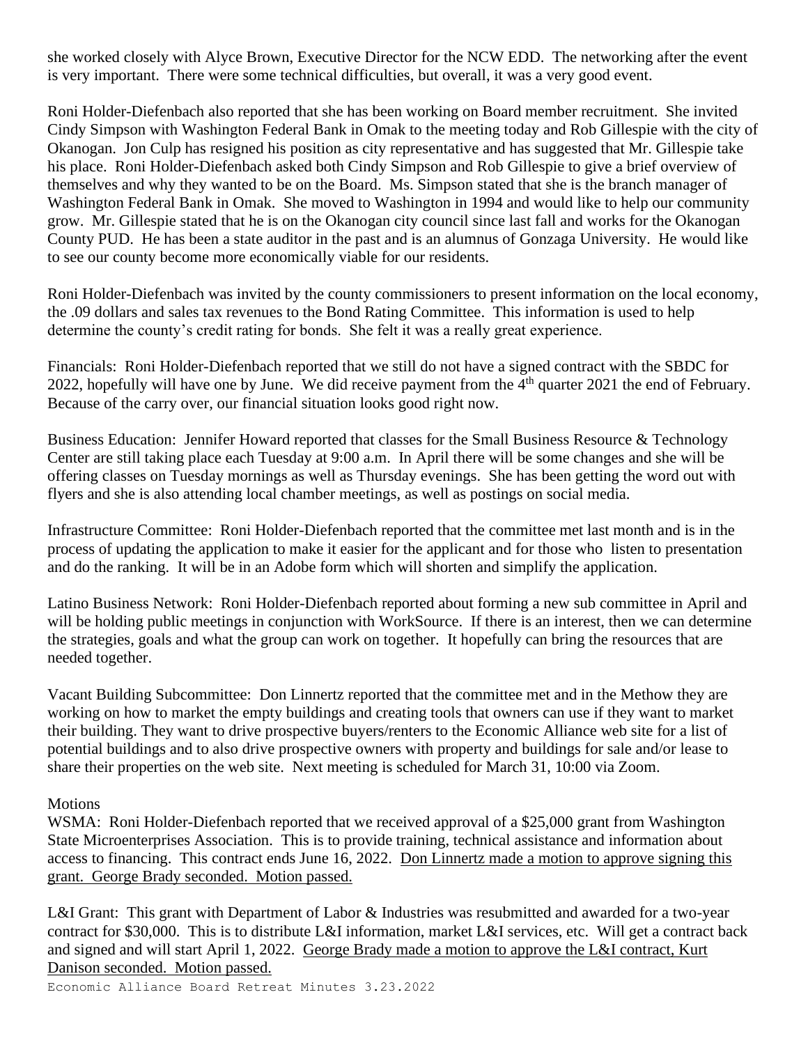she worked closely with Alyce Brown, Executive Director for the NCW EDD. The networking after the event is very important. There were some technical difficulties, but overall, it was a very good event.

Roni Holder-Diefenbach also reported that she has been working on Board member recruitment. She invited Cindy Simpson with Washington Federal Bank in Omak to the meeting today and Rob Gillespie with the city of Okanogan. Jon Culp has resigned his position as city representative and has suggested that Mr. Gillespie take his place. Roni Holder-Diefenbach asked both Cindy Simpson and Rob Gillespie to give a brief overview of themselves and why they wanted to be on the Board. Ms. Simpson stated that she is the branch manager of Washington Federal Bank in Omak. She moved to Washington in 1994 and would like to help our community grow. Mr. Gillespie stated that he is on the Okanogan city council since last fall and works for the Okanogan County PUD. He has been a state auditor in the past and is an alumnus of Gonzaga University. He would like to see our county become more economically viable for our residents.

Roni Holder-Diefenbach was invited by the county commissioners to present information on the local economy, the .09 dollars and sales tax revenues to the Bond Rating Committee. This information is used to help determine the county's credit rating for bonds. She felt it was a really great experience.

Financials: Roni Holder-Diefenbach reported that we still do not have a signed contract with the SBDC for 2022, hopefully will have one by June. We did receive payment from the 4th quarter 2021 the end of February. Because of the carry over, our financial situation looks good right now.

Business Education: Jennifer Howard reported that classes for the Small Business Resource & Technology Center are still taking place each Tuesday at 9:00 a.m. In April there will be some changes and she will be offering classes on Tuesday mornings as well as Thursday evenings. She has been getting the word out with flyers and she is also attending local chamber meetings, as well as postings on social media.

Infrastructure Committee: Roni Holder-Diefenbach reported that the committee met last month and is in the process of updating the application to make it easier for the applicant and for those who listen to presentation and do the ranking. It will be in an Adobe form which will shorten and simplify the application.

Latino Business Network: Roni Holder-Diefenbach reported about forming a new sub committee in April and will be holding public meetings in conjunction with WorkSource. If there is an interest, then we can determine the strategies, goals and what the group can work on together. It hopefully can bring the resources that are needed together.

Vacant Building Subcommittee: Don Linnertz reported that the committee met and in the Methow they are working on how to market the empty buildings and creating tools that owners can use if they want to market their building. They want to drive prospective buyers/renters to the Economic Alliance web site for a list of potential buildings and to also drive prospective owners with property and buildings for sale and/or lease to share their properties on the web site. Next meeting is scheduled for March 31, 10:00 via Zoom.

Motions

WSMA: Roni Holder-Diefenbach reported that we received approval of a $25,000 grant from Washington State Microenterprises Association. This is to provide training, technical assistance and information about access to financing. This contract ends June 16, 2022. <u>Don Linnertz made a motion to approve signing this grant. George Brady seconded. Motion passed.</u>

L&I Grant: This grant with Department of Labor & Industries was resubmitted and awarded for a two-year contract for $30,000. This is to distribute L&I information, market L&I services, etc. Will get a contract back and signed and will start April 1, 2022. <u>George Brady made a motion to approve the L&I contract, Kurt Danison seconded. Motion passed.</u>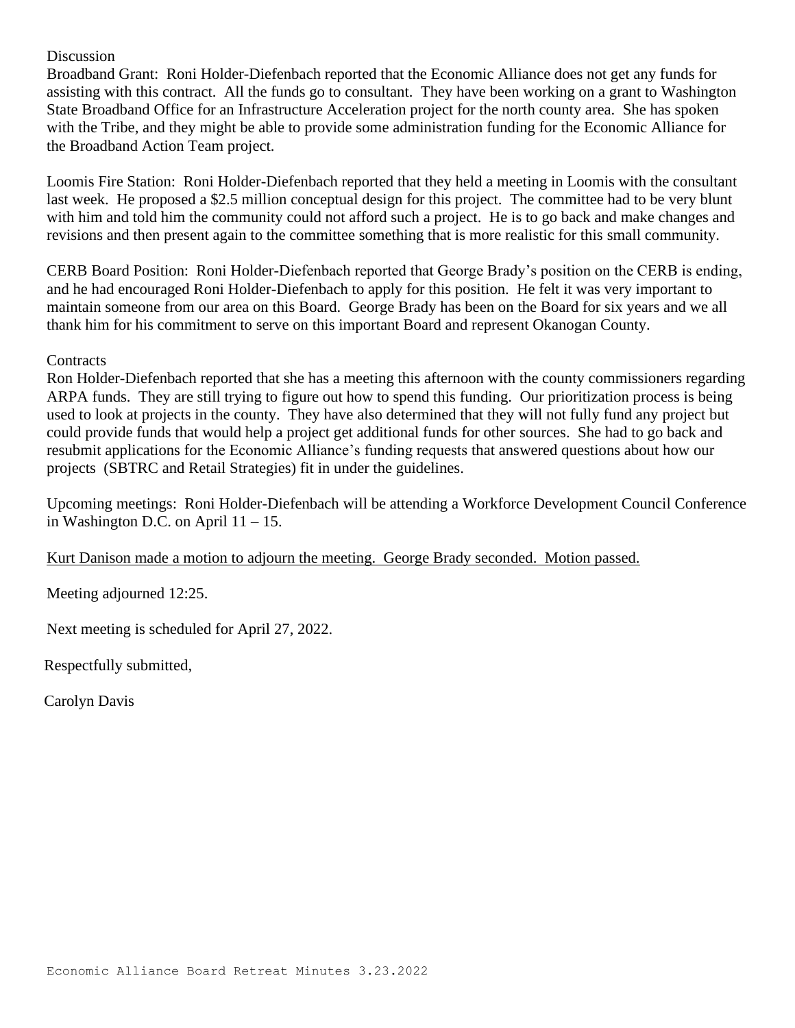Discussion

Broadband Grant: Roni Holder-Diefenbach reported that the Economic Alliance does not get any funds for assisting with this contract. All the funds go to consultant. They have been working on a grant to Washington State Broadband Office for an Infrastructure Acceleration project for the north county area. She has spoken with the Tribe, and they might be able to provide some administration funding for the Economic Alliance for the Broadband Action Team project.

Loomis Fire Station: Roni Holder-Diefenbach reported that they held a meeting in Loomis with the consultant last week. He proposed a $2.5 million conceptual design for this project. The committee had to be very blunt with him and told him the community could not afford such a project. He is to go back and make changes and revisions and then present again to the committee something that is more realistic for this small community.

CERB Board Position: Roni Holder-Diefenbach reported that George Brady's position on the CERB is ending, and he had encouraged Roni Holder-Diefenbach to apply for this position. He felt it was very important to maintain someone from our area on this Board. George Brady has been on the Board for six years and we all thank him for his commitment to serve on this important Board and represent Okanogan County.

Contracts

Ron Holder-Diefenbach reported that she has a meeting this afternoon with the county commissioners regarding ARPA funds. They are still trying to figure out how to spend this funding. Our prioritization process is being used to look at projects in the county. They have also determined that they will not fully fund any project but could provide funds that would help a project get additional funds for other sources. She had to go back and resubmit applications for the Economic Alliance's funding requests that answered questions about how our projects (SBTRC and Retail Strategies) fit in under the guidelines.

Upcoming meetings: Roni Holder-Diefenbach will be attending a Workforce Development Council Conference in Washington D.C. on April 11 – 15.

<u>Kurt Danison made a motion to adjourn the meeting. George Brady seconded. Motion passed.</u>

Meeting adjourned 12:25.

Next meeting is scheduled for April 27, 2022.

Respectfully submitted,

Carolyn Davis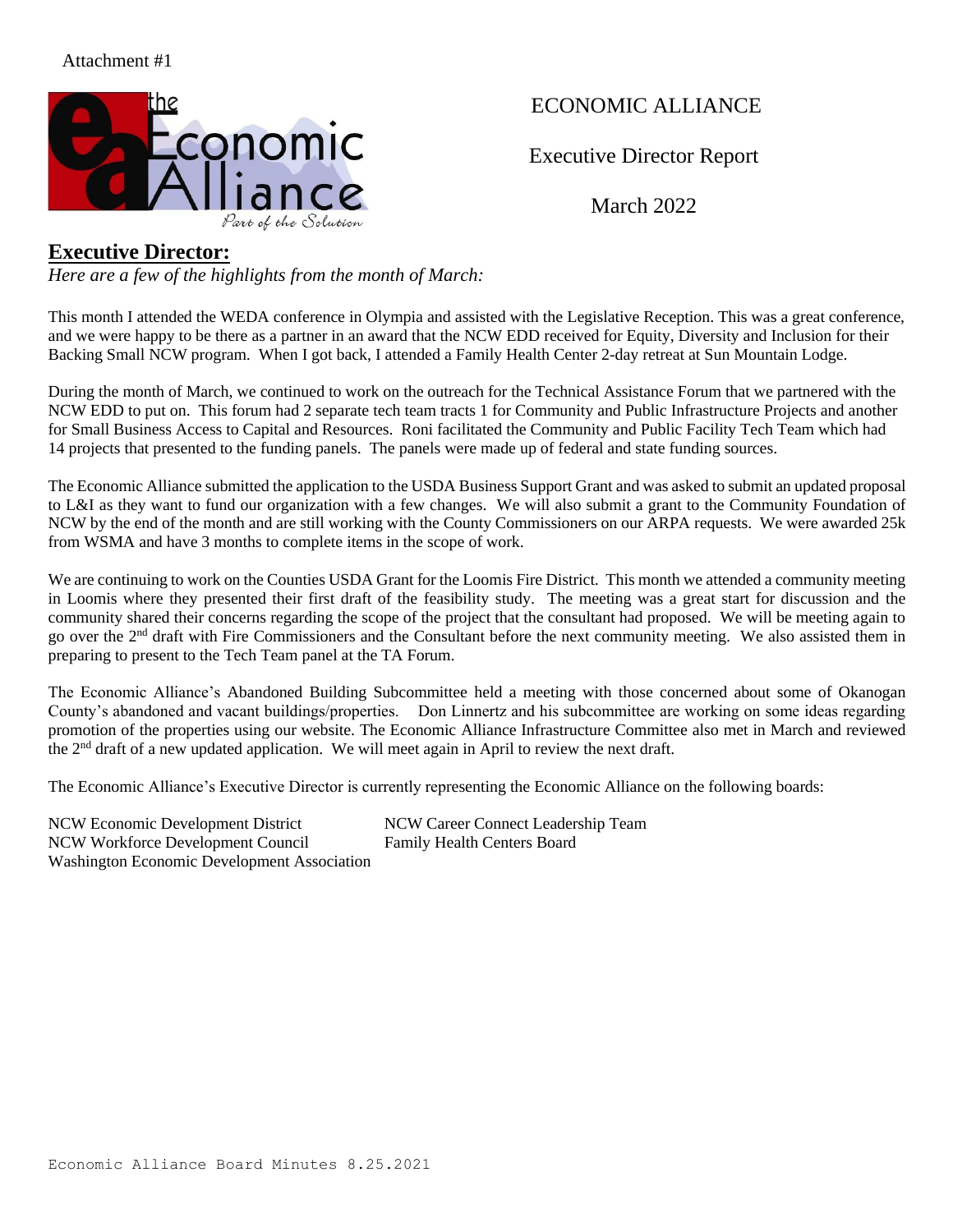Attachment #1

ECONOMIC ALLIANCE

Executive Director Report

March 2022

## Executive Director:

*Here are a few of the highlights from the month of March:*

This month I attended the WEDA conference in Olympia and assisted with the Legislative Reception. This was a great conference, and we were happy to be there as a partner in an award that the NCW EDD received for Equity, Diversity and Inclusion for their Backing Small NCW program. When I got back, I attended a Family Health Center 2-day retreat at Sun Mountain Lodge.

During the month of March, we continued to work on the outreach for the Technical Assistance Forum that we partnered with the NCW EDD to put on. This forum had 2 separate tech team tracts 1 for Community and Public Infrastructure Projects and another for Small Business Access to Capital and Resources. Roni facilitated the Community and Public Facility Tech Team which had 14 projects that presented to the funding panels. The panels were made up of federal and state funding sources.

The Economic Alliance submitted the application to the USDA Business Support Grant and was asked to submit an updated proposal to L&I as they want to fund our organization with a few changes. We will also submit a grant to the Community Foundation of NCW by the end of the month and are still working with the County Commissioners on our ARPA requests. We were awarded 25k from WSMA and have 3 months to complete items in the scope of work.

We are continuing to work on the Counties USDA Grant for the Loomis Fire District. This month we attended a community meeting in Loomis where they presented their first draft of the feasibility study. The meeting was a great start for discussion and the community shared their concerns regarding the scope of the project that the consultant had proposed. We will be meeting again to go over the 2nd draft with Fire Commissioners and the Consultant before the next community meeting. We also assisted them in preparing to present to the Tech Team panel at the TA Forum.

The Economic Alliance's Abandoned Building Subcommittee held a meeting with those concerned about some of Okanogan County's abandoned and vacant buildings/properties. Don Linnertz and his subcommittee are working on some ideas regarding promotion of the properties using our website. The Economic Alliance Infrastructure Committee also met in March and reviewed the 2nd draft of a new updated application. We will meet again in April to review the next draft.

The Economic Alliance's Executive Director is currently representing the Economic Alliance on the following boards:

- NCW Economic Development District
- NCW Workforce Development Council
- Washington Economic Development Association
- NCW Career Connect Leadership Team
- Family Health Centers Board